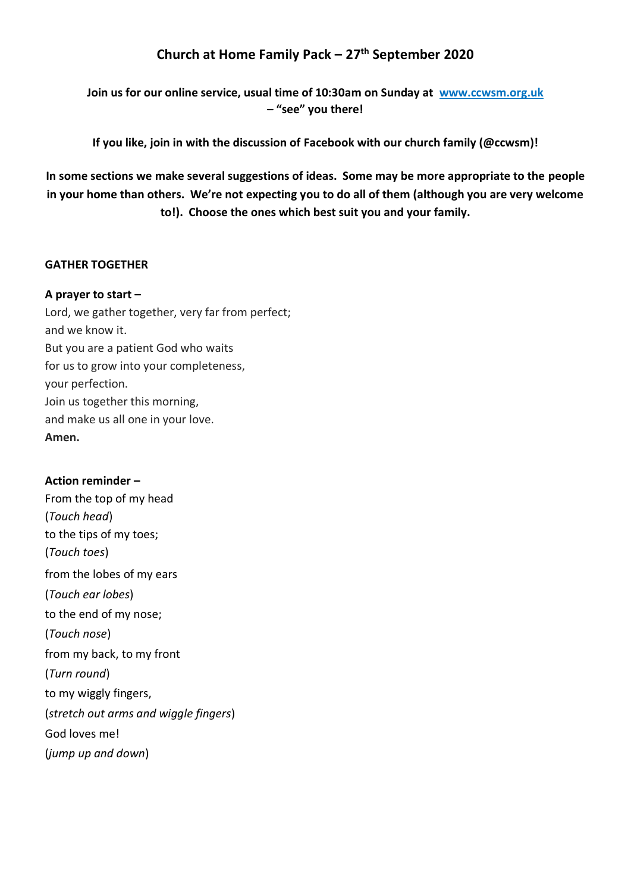# Church at Home Family Pack – 27th September 2020

**Join us for our online service, usual time of 10:30am on Sunday at [www.ccwsm.org.uk](http://www.ccwsm.org.uk) – "see" you there!**

**If you like, join in with the discussion of Facebook with our church family (@ccwsm)!**

**In some sections we make several suggestions of ideas. Some may be more appropriate to the people in your home than others. We're not expecting you to do all of them (although you are very welcome to!). Choose the ones which best suit you and your family.**

## GATHER TOGETHER

**A prayer to start –**

Lord, we gather together, very far from perfect;
and we know it.
But you are a patient God who waits
for us to grow into your completeness,
your perfection.
Join us together this morning,
and make us all one in your love.
**Amen.**

**Action reminder –**

From the top of my head
(*Touch head*)
to the tips of my toes;
(*Touch toes*)
from the lobes of my ears
(*Touch ear lobes*)
to the end of my nose;
(*Touch nose*)
from my back, to my front
(*Turn round*)
to my wiggly fingers,
(*stretch out arms and wiggle fingers*)
God loves me!
(*jump up and down*)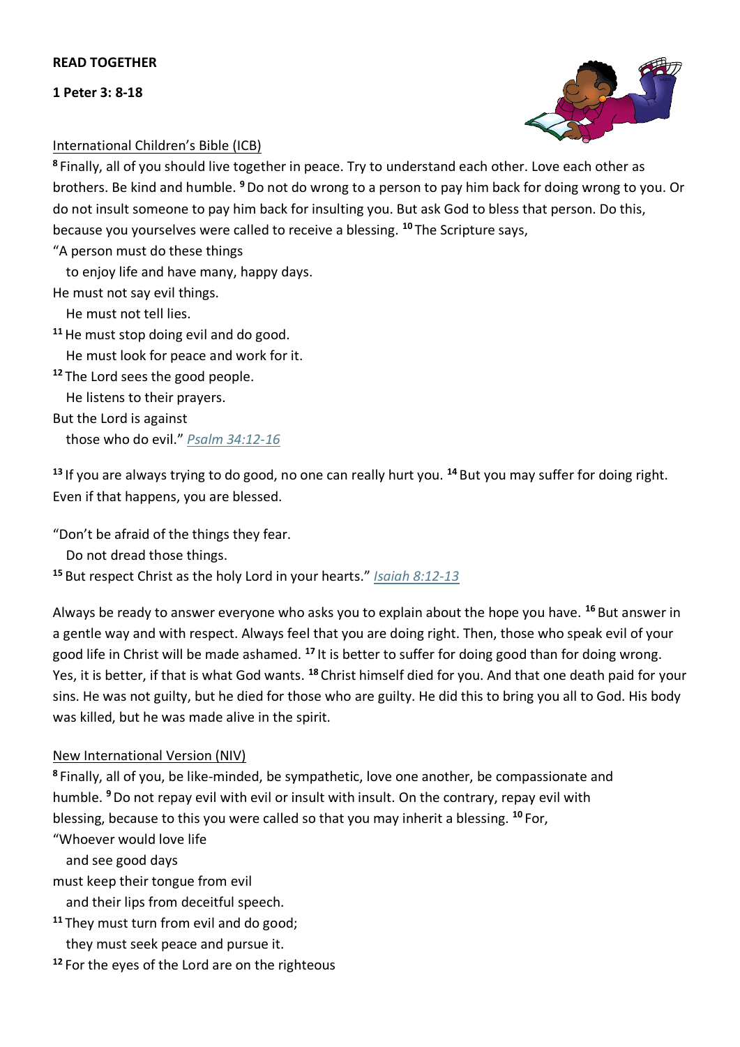**READ TOGETHER**

**1 Peter 3: 8-18**

International Children's Bible (ICB)

[8] Finally, all of you should live together in peace. Try to understand each other. Love each other as brothers. Be kind and humble. [9] Do not do wrong to a person to pay him back for doing wrong to you. Or do not insult someone to pay him back for insulting you. But ask God to bless that person. Do this, because you yourselves were called to receive a blessing. [10] The Scripture says,

"A person must do these things
  to enjoy life and have many, happy days.
He must not say evil things.
  He must not tell lies.
[11] He must stop doing evil and do good.
  He must look for peace and work for it.
[12] The Lord sees the good people.
  He listens to their prayers.
But the Lord is against
  those who do evil." *Psalm 34:12-16*

[13] If you are always trying to do good, no one can really hurt you. [14] But you may suffer for doing right. Even if that happens, you are blessed.

"Don't be afraid of the things they fear.
  Do not dread those things.
[15] But respect Christ as the holy Lord in your hearts." *Isaiah 8:12-13*

Always be ready to answer everyone who asks you to explain about the hope you have. [16] But answer in a gentle way and with respect. Always feel that you are doing right. Then, those who speak evil of your good life in Christ will be made ashamed. [17] It is better to suffer for doing good than for doing wrong. Yes, it is better, if that is what God wants. [18] Christ himself died for you. And that one death paid for your sins. He was not guilty, but he died for those who are guilty. He did this to bring you all to God. His body was killed, but he was made alive in the spirit.

New International Version (NIV)

[8] Finally, all of you, be like-minded, be sympathetic, love one another, be compassionate and humble. [9] Do not repay evil with evil or insult with insult. On the contrary, repay evil with blessing, because to this you were called so that you may inherit a blessing. [10] For,

"Whoever would love life
  and see good days
must keep their tongue from evil
  and their lips from deceitful speech.
[11] They must turn from evil and do good;
  they must seek peace and pursue it.
[12] For the eyes of the Lord are on the righteous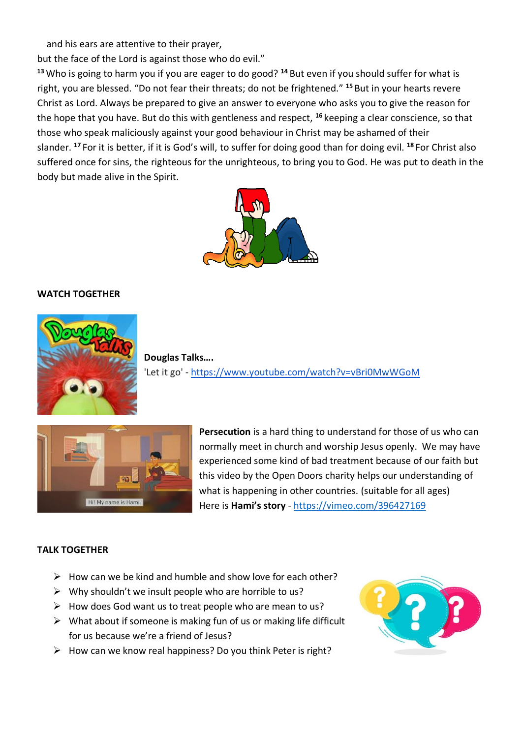and his ears are attentive to their prayer,
but the face of the Lord is against those who do evil."

[13] Who is going to harm you if you are eager to do good? [14] But even if you should suffer for what is right, you are blessed. "Do not fear their threats; do not be frightened." [15] But in your hearts revere Christ as Lord. Always be prepared to give an answer to everyone who asks you to give the reason for the hope that you have. But do this with gentleness and respect, [16] keeping a clear conscience, so that those who speak maliciously against your good behaviour in Christ may be ashamed of their slander. [17] For it is better, if it is God's will, to suffer for doing good than for doing evil. [18] For Christ also suffered once for sins, the righteous for the unrighteous, to bring you to God. He was put to death in the body but made alive in the Spirit.

**WATCH TOGETHER**

**Douglas Talks….**
'Let it go' - https://www.youtube.com/watch?v=vBri0MwWGoM

**Persecution** is a hard thing to understand for those of us who can normally meet in church and worship Jesus openly. We may have experienced some kind of bad treatment because of our faith but this video by the Open Doors charity helps our understanding of what is happening in other countries. (suitable for all ages)
Here is **Hami's story** - https://vimeo.com/396427169

**TALK TOGETHER**

- How can we be kind and humble and show love for each other?
- Why shouldn't we insult people who are horrible to us?
- How does God want us to treat people who are mean to us?
- What about if someone is making fun of us or making life difficult for us because we're a friend of Jesus?
- How can we know real happiness? Do you think Peter is right?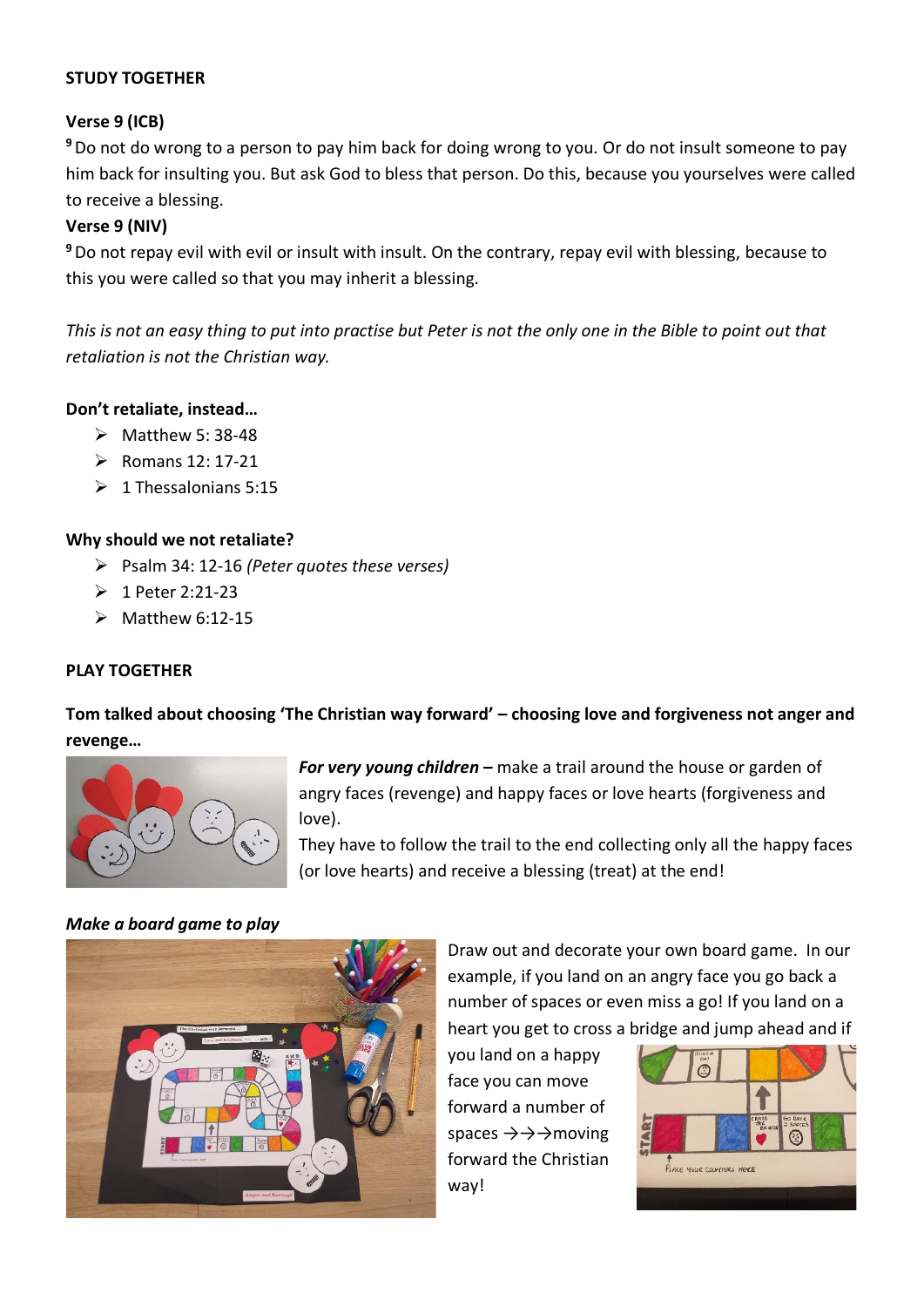**STUDY TOGETHER**

**Verse 9 (ICB)**

[9] Do not do wrong to a person to pay him back for doing wrong to you. Or do not insult someone to pay him back for insulting you. But ask God to bless that person. Do this, because you yourselves were called to receive a blessing.

**Verse 9 (NIV)**

[9] Do not repay evil with evil or insult with insult. On the contrary, repay evil with blessing, because to this you were called so that you may inherit a blessing.

*This is not an easy thing to put into practise but Peter is not the only one in the Bible to point out that retaliation is not the Christian way.*

**Don't retaliate, instead…**

- Matthew 5: 38-48
- Romans 12: 17-21
- 1 Thessalonians 5:15

**Why should we not retaliate?**

- Psalm 34: 12-16 *(Peter quotes these verses)*
- 1 Peter 2:21-23
- Matthew 6:12-15

**PLAY TOGETHER**

**Tom talked about choosing 'The Christian way forward' – choosing love and forgiveness not anger and revenge…**

***For very young children –*** make a trail around the house or garden of angry faces (revenge) and happy faces or love hearts (forgiveness and love).

They have to follow the trail to the end collecting only all the happy faces (or love hearts) and receive a blessing (treat) at the end!

***Make a board game to play***

Draw out and decorate your own board game. In our example, if you land on an angry face you go back a number of spaces or even miss a go! If you land on a heart you get to cross a bridge and jump ahead and if you land on a happy face you can move forward a number of spaces →→→moving forward the Christian way!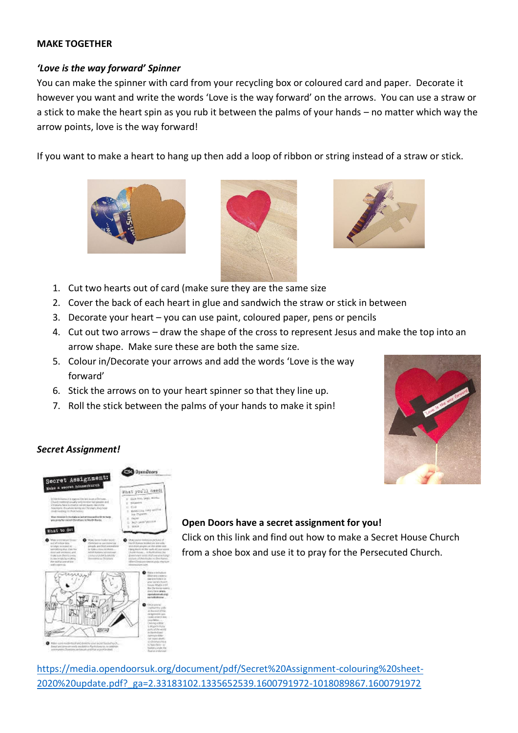**MAKE TOGETHER**

***'Love is the way forward' Spinner***

You can make the spinner with card from your recycling box or coloured card and paper. Decorate it however you want and write the words 'Love is the way forward' on the arrows. You can use a straw or a stick to make the heart spin as you rub it between the palms of your hands – no matter which way the arrow points, love is the way forward!

If you want to make a heart to hang up then add a loop of ribbon or string instead of a straw or stick.

1. Cut two hearts out of card (make sure they are the same size
2. Cover the back of each heart in glue and sandwich the straw or stick in between
3. Decorate your heart – you can use paint, coloured paper, pens or pencils
4. Cut out two arrows – draw the shape of the cross to represent Jesus and make the top into an arrow shape. Make sure these are both the same size.
5. Colour in/Decorate your arrows and add the words 'Love is the way forward'
6. Stick the arrows on to your heart spinner so that they line up.
7. Roll the stick between the palms of your hands to make it spin!

***Secret Assignment!***

**Open Doors have a secret assignment for you!**

Click on this link and find out how to make a Secret House Church from a shoe box and use it to pray for the Persecuted Church.

https://media.opendoorsuk.org/document/pdf/Secret%20Assignment-colouring%20sheet-2020%20update.pdf?_ga=2.33183102.1335652539.1600791972-1018089867.1600791972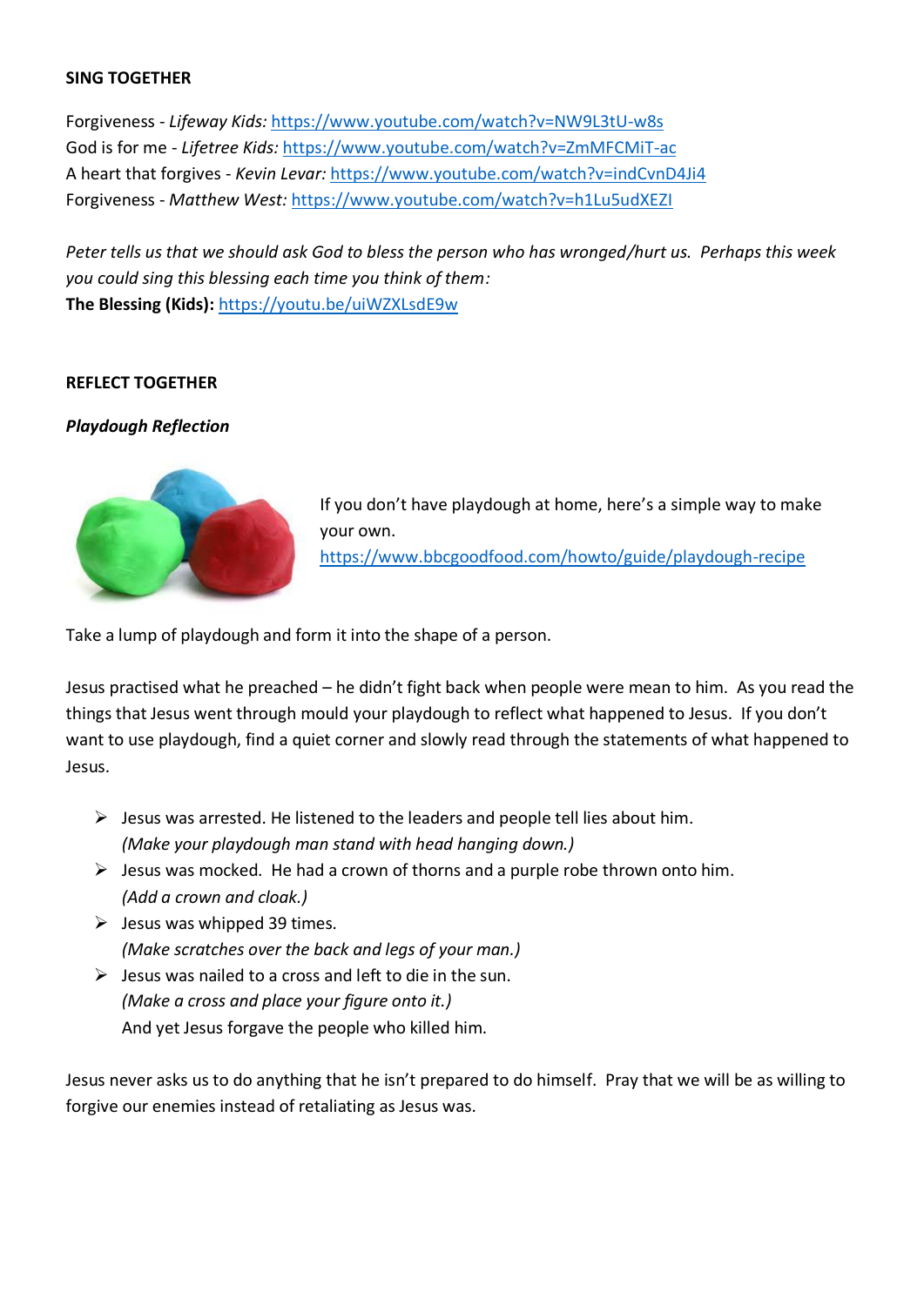**SING TOGETHER**

Forgiveness - *Lifeway Kids:* https://www.youtube.com/watch?v=NW9L3tU-w8s
God is for me - *Lifetree Kids:* https://www.youtube.com/watch?v=ZmMFCMiT-ac
A heart that forgives - *Kevin Levar:* https://www.youtube.com/watch?v=indCvnD4Ji4
Forgiveness - *Matthew West:* https://www.youtube.com/watch?v=h1Lu5udXEZI

*Peter tells us that we should ask God to bless the person who has wronged/hurt us. Perhaps this week you could sing this blessing each time you think of them:*
**The Blessing (Kids):** https://youtu.be/uiWZXLsdE9w

**REFLECT TOGETHER**

***Playdough Reflection***

If you don't have playdough at home, here's a simple way to make your own.
https://www.bbcgoodfood.com/howto/guide/playdough-recipe

Take a lump of playdough and form it into the shape of a person.

Jesus practised what he preached – he didn't fight back when people were mean to him. As you read the things that Jesus went through mould your playdough to reflect what happened to Jesus. If you don't want to use playdough, find a quiet corner and slowly read through the statements of what happened to Jesus.

- Jesus was arrested. He listened to the leaders and people tell lies about him.
  *(Make your playdough man stand with head hanging down.)*
- Jesus was mocked. He had a crown of thorns and a purple robe thrown onto him.
  *(Add a crown and cloak.)*
- Jesus was whipped 39 times.
  *(Make scratches over the back and legs of your man.)*
- Jesus was nailed to a cross and left to die in the sun.
  *(Make a cross and place your figure onto it.)*
  And yet Jesus forgave the people who killed him.

Jesus never asks us to do anything that he isn't prepared to do himself. Pray that we will be as willing to forgive our enemies instead of retaliating as Jesus was.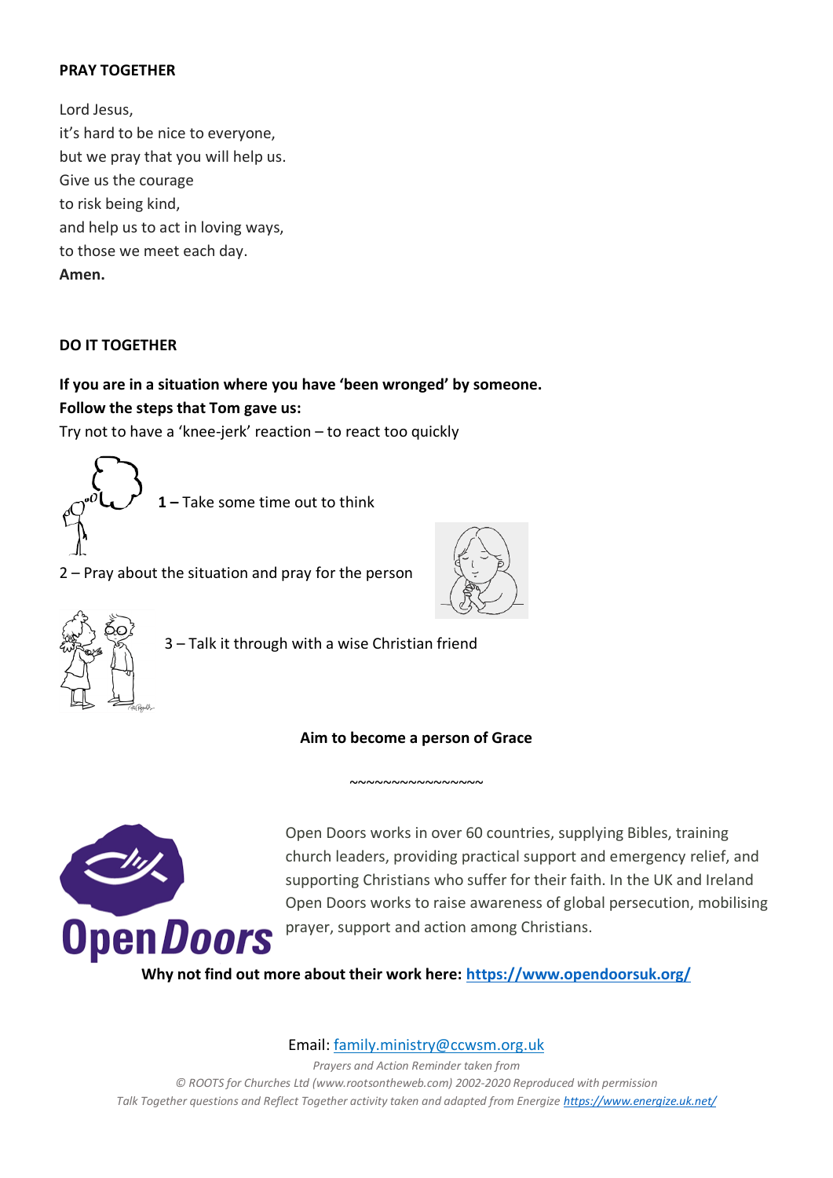**PRAY TOGETHER**

Lord Jesus,
it's hard to be nice to everyone,
but we pray that you will help us.
Give us the courage
to risk being kind,
and help us to act in loving ways,
to those we meet each day.
**Amen.**

**DO IT TOGETHER**

**If you are in a situation where you have 'been wronged' by someone.**
**Follow the steps that Tom gave us:**
Try not to have a 'knee-jerk' reaction – to react too quickly

**1 –** Take some time out to think

2 – Pray about the situation and pray for the person

3 – Talk it through with a wise Christian friend

**Aim to become a person of Grace**

~~~~~~~~~~~~~~~~

Open Doors works in over 60 countries, supplying Bibles, training church leaders, providing practical support and emergency relief, and supporting Christians who suffer for their faith. In the UK and Ireland Open Doors works to raise awareness of global persecution, mobilising prayer, support and action among Christians.

**Why not find out more about their work here: [https://www.opendoorsuk.org/](https://www.opendoorsuk.org/)**

Email: [family.ministry@ccwsm.org.uk](mailto:family.ministry@ccwsm.org.uk)

*Prayers and Action Reminder taken from*
*© ROOTS for Churches Ltd (www.rootsontheweb.com) 2002-2020 Reproduced with permission*
*Talk Together questions and Reflect Together activity taken and adapted from Energize [https://www.energize.uk.net/](https://www.energize.uk.net/)*